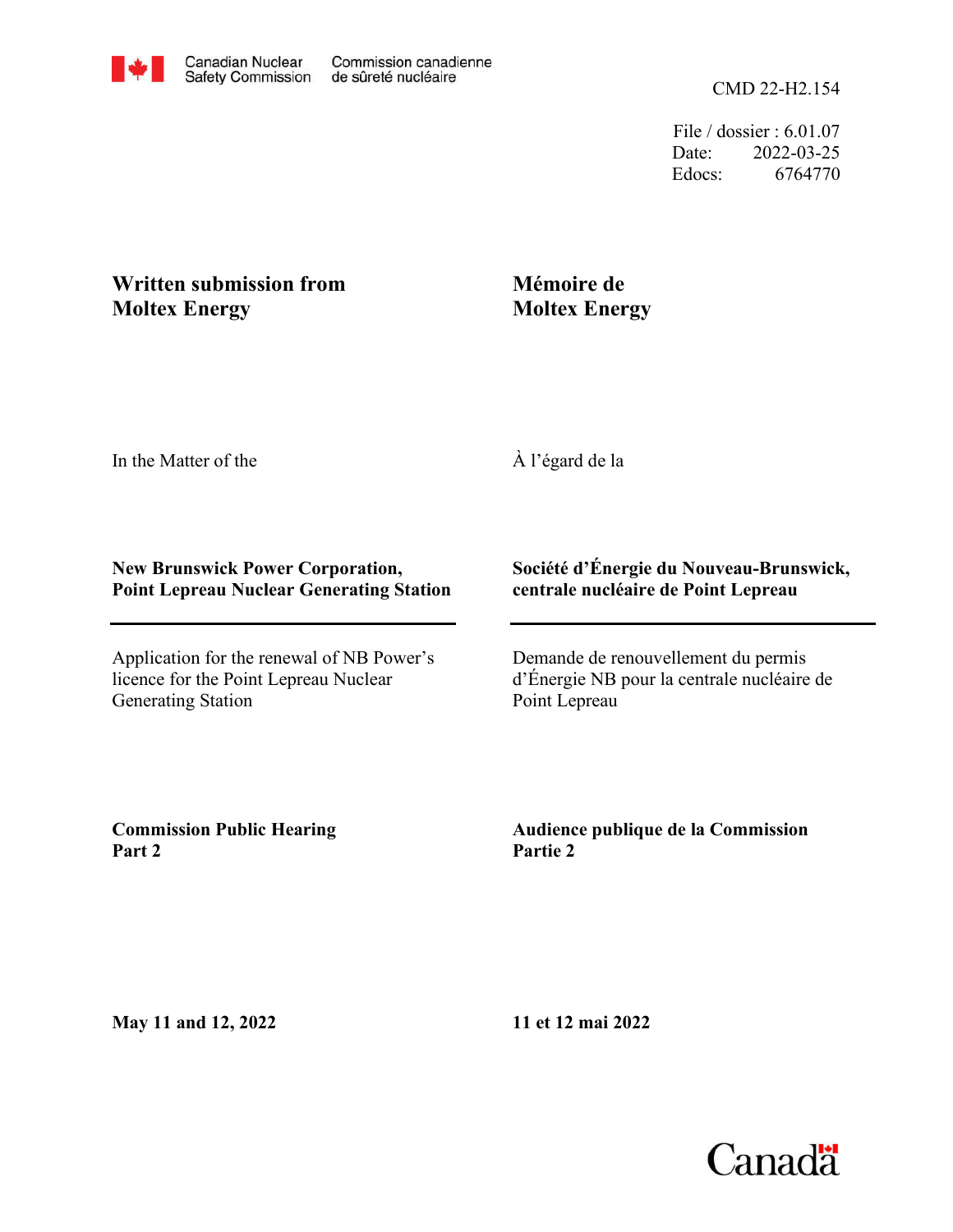Canadian Nuclear Safety Commission | Commission canadienne de sûreté nucléaire

CMD 22-H2.154

File / dossier : 6.01.07
Date: 2022-03-25
Edocs: 6764770

**Written submission from Moltex Energy**

**Mémoire de Moltex Energy**

In the Matter of the

À l'égard de la

**New Brunswick Power Corporation, Point Lepreau Nuclear Generating Station**

**Société d'Énergie du Nouveau-Brunswick, centrale nucléaire de Point Lepreau**

Application for the renewal of NB Power's licence for the Point Lepreau Nuclear Generating Station

Demande de renouvellement du permis d'Énergie NB pour la centrale nucléaire de Point Lepreau

**Commission Public Hearing Part 2**

**Audience publique de la Commission Partie 2**

**May 11 and 12, 2022**

**11 et 12 mai 2022**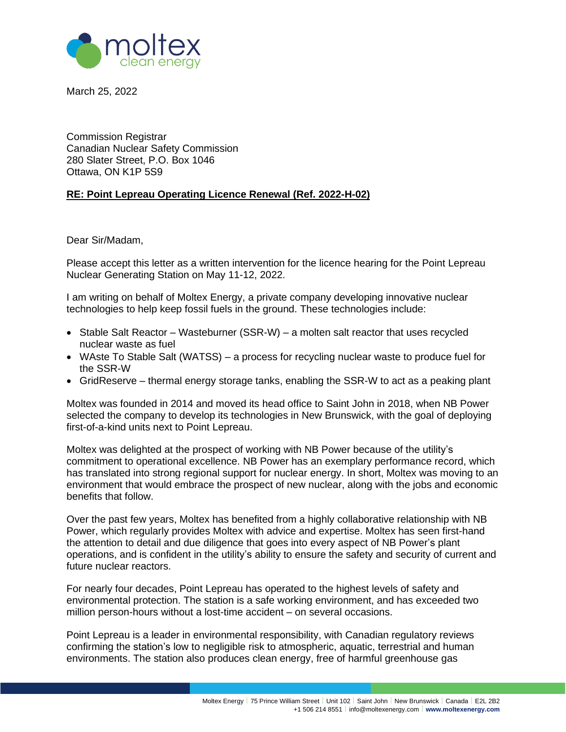March 25, 2022

Commission Registrar
Canadian Nuclear Safety Commission
280 Slater Street, P.O. Box 1046
Ottawa, ON K1P 5S9

**RE: Point Lepreau Operating Licence Renewal (Ref. 2022-H-02)**

Dear Sir/Madam,

Please accept this letter as a written intervention for the licence hearing for the Point Lepreau Nuclear Generating Station on May 11-12, 2022.

I am writing on behalf of Moltex Energy, a private company developing innovative nuclear technologies to help keep fossil fuels in the ground. These technologies include:

- Stable Salt Reactor – Wasteburner (SSR-W) – a molten salt reactor that uses recycled nuclear waste as fuel
- WAste To Stable Salt (WATSS) – a process for recycling nuclear waste to produce fuel for the SSR-W
- GridReserve – thermal energy storage tanks, enabling the SSR-W to act as a peaking plant

Moltex was founded in 2014 and moved its head office to Saint John in 2018, when NB Power selected the company to develop its technologies in New Brunswick, with the goal of deploying first-of-a-kind units next to Point Lepreau.

Moltex was delighted at the prospect of working with NB Power because of the utility's commitment to operational excellence. NB Power has an exemplary performance record, which has translated into strong regional support for nuclear energy. In short, Moltex was moving to an environment that would embrace the prospect of new nuclear, along with the jobs and economic benefits that follow.

Over the past few years, Moltex has benefited from a highly collaborative relationship with NB Power, which regularly provides Moltex with advice and expertise. Moltex has seen first-hand the attention to detail and due diligence that goes into every aspect of NB Power's plant operations, and is confident in the utility's ability to ensure the safety and security of current and future nuclear reactors.

For nearly four decades, Point Lepreau has operated to the highest levels of safety and environmental protection. The station is a safe working environment, and has exceeded two million person-hours without a lost-time accident – on several occasions.

Point Lepreau is a leader in environmental responsibility, with Canadian regulatory reviews confirming the station's low to negligible risk to atmospheric, aquatic, terrestrial and human environments. The station also produces clean energy, free of harmful greenhouse gas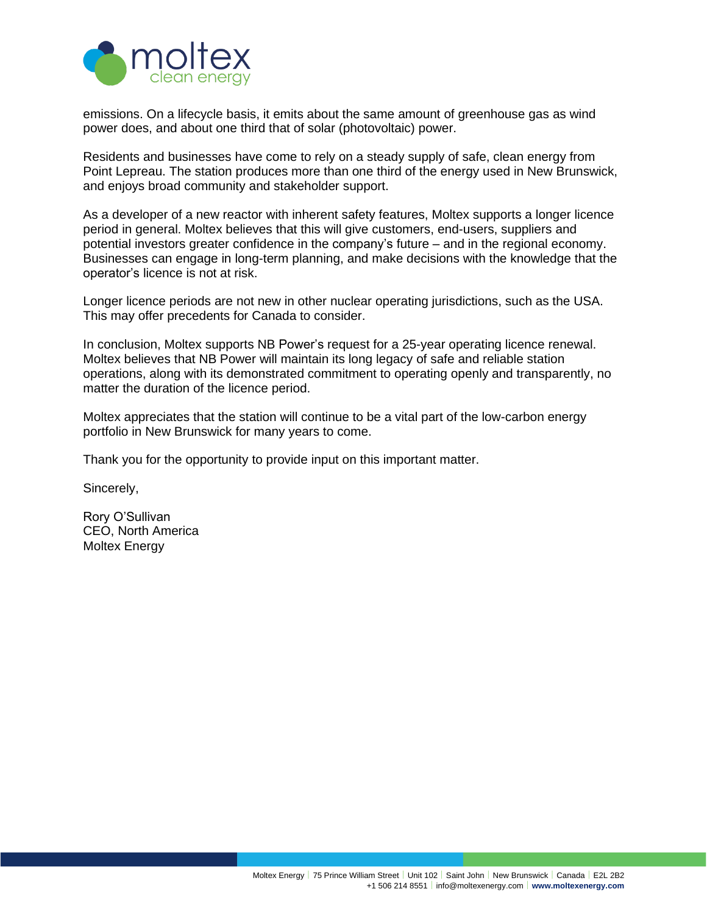emissions. On a lifecycle basis, it emits about the same amount of greenhouse gas as wind power does, and about one third that of solar (photovoltaic) power.

Residents and businesses have come to rely on a steady supply of safe, clean energy from Point Lepreau. The station produces more than one third of the energy used in New Brunswick, and enjoys broad community and stakeholder support.

As a developer of a new reactor with inherent safety features, Moltex supports a longer licence period in general. Moltex believes that this will give customers, end-users, suppliers and potential investors greater confidence in the company's future – and in the regional economy. Businesses can engage in long-term planning, and make decisions with the knowledge that the operator's licence is not at risk.

Longer licence periods are not new in other nuclear operating jurisdictions, such as the USA. This may offer precedents for Canada to consider.

In conclusion, Moltex supports NB Power's request for a 25-year operating licence renewal. Moltex believes that NB Power will maintain its long legacy of safe and reliable station operations, along with its demonstrated commitment to operating openly and transparently, no matter the duration of the licence period.

Moltex appreciates that the station will continue to be a vital part of the low-carbon energy portfolio in New Brunswick for many years to come.

Thank you for the opportunity to provide input on this important matter.

Sincerely,

Rory O'Sullivan
CEO, North America
Moltex Energy